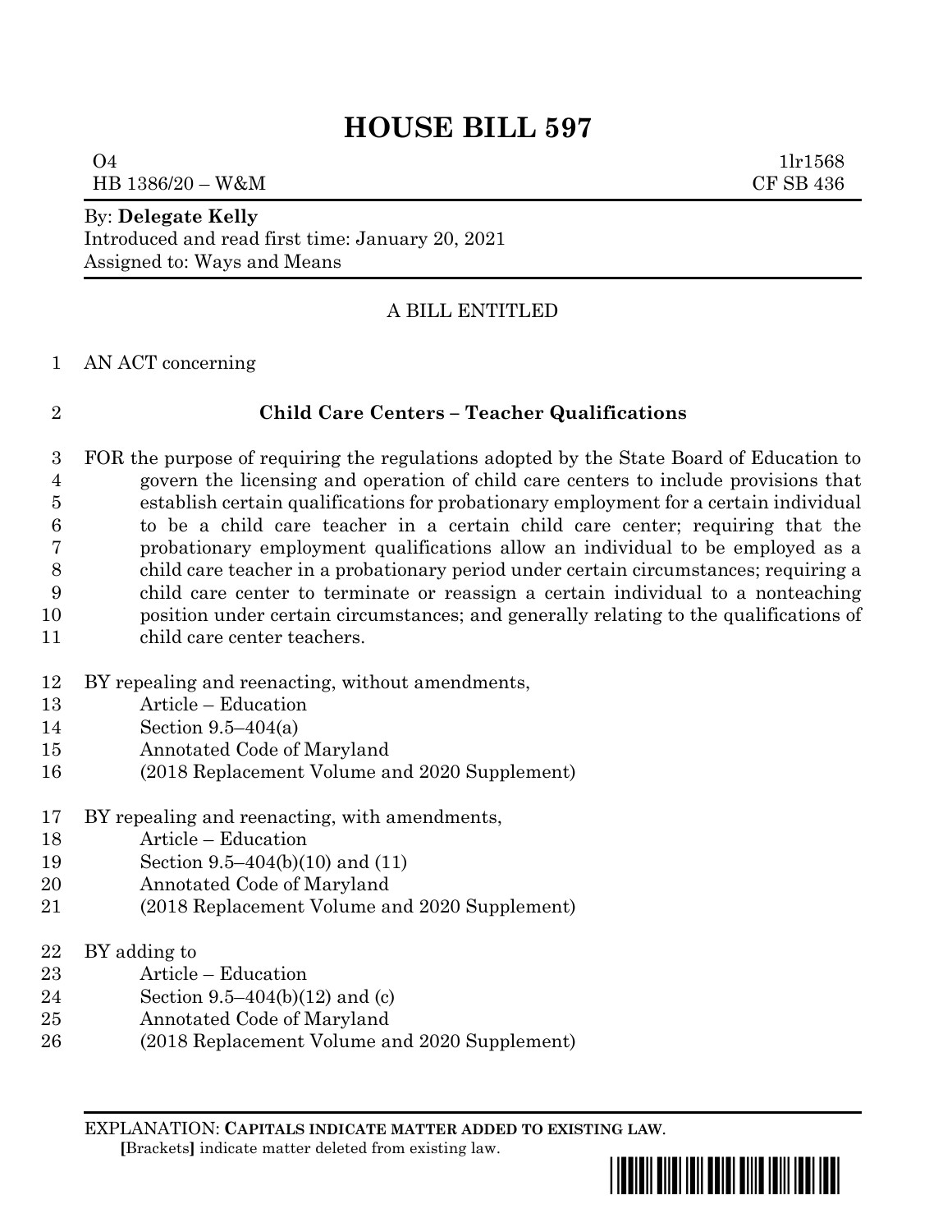# HOUSE BILL 597

O4 1lr1568
HB 1386/20 – W&M CF SB 436

By: **Delegate Kelly**
Introduced and read first time: January 20, 2021
Assigned to: Ways and Means

A BILL ENTITLED

1 AN ACT concerning

2 **Child Care Centers – Teacher Qualifications**

3 FOR the purpose of requiring the regulations adopted by the State Board of Education to
4 govern the licensing and operation of child care centers to include provisions that
5 establish certain qualifications for probationary employment for a certain individual
6 to be a child care teacher in a certain child care center; requiring that the
7 probationary employment qualifications allow an individual to be employed as a
8 child care teacher in a probationary period under certain circumstances; requiring a
9 child care center to terminate or reassign a certain individual to a nonteaching
10 position under certain circumstances; and generally relating to the qualifications of
11 child care center teachers.

12 BY repealing and reenacting, without amendments,
13 Article – Education
14 Section 9.5–404(a)
15 Annotated Code of Maryland
16 (2018 Replacement Volume and 2020 Supplement)

17 BY repealing and reenacting, with amendments,
18 Article – Education
19 Section 9.5–404(b)(10) and (11)
20 Annotated Code of Maryland
21 (2018 Replacement Volume and 2020 Supplement)

22 BY adding to
23 Article – Education
24 Section 9.5–404(b)(12) and (c)
25 Annotated Code of Maryland
26 (2018 Replacement Volume and 2020 Supplement)

EXPLANATION: **CAPITALS INDICATE MATTER ADDED TO EXISTING LAW.**
**[**Brackets**]** indicate matter deleted from existing law.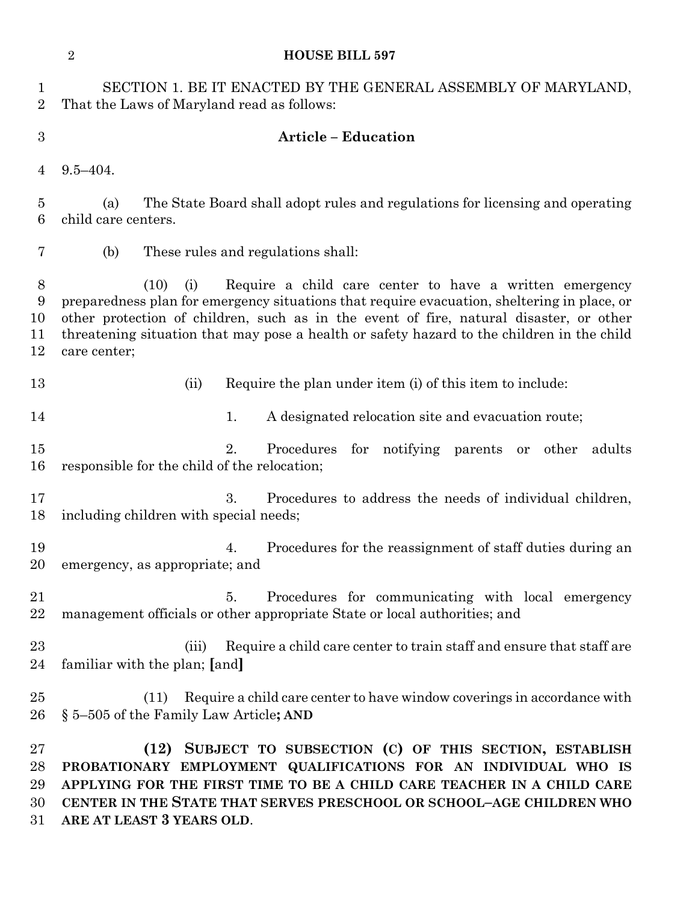SECTION 1. BE IT ENACTED BY THE GENERAL ASSEMBLY OF MARYLAND, That the Laws of Maryland read as follows:

**Article – Education**

9.5–404.

(a) The State Board shall adopt rules and regulations for licensing and operating child care centers.

(b) These rules and regulations shall:

(10) (i) Require a child care center to have a written emergency preparedness plan for emergency situations that require evacuation, sheltering in place, or other protection of children, such as in the event of fire, natural disaster, or other threatening situation that may pose a health or safety hazard to the children in the child care center;

(ii) Require the plan under item (i) of this item to include:

1. A designated relocation site and evacuation route;

2. Procedures for notifying parents or other adults responsible for the child of the relocation;

3. Procedures to address the needs of individual children, including children with special needs;

4. Procedures for the reassignment of staff duties during an emergency, as appropriate; and

5. Procedures for communicating with local emergency management officials or other appropriate State or local authorities; and

(iii) Require a child care center to train staff and ensure that staff are familiar with the plan; **[**and**]**

(11) Require a child care center to have window coverings in accordance with § 5–505 of the Family Law Article**; AND**

**(12) SUBJECT TO SUBSECTION (C) OF THIS SECTION, ESTABLISH PROBATIONARY EMPLOYMENT QUALIFICATIONS FOR AN INDIVIDUAL WHO IS APPLYING FOR THE FIRST TIME TO BE A CHILD CARE TEACHER IN A CHILD CARE CENTER IN THE STATE THAT SERVES PRESCHOOL OR SCHOOL–AGE CHILDREN WHO ARE AT LEAST 3 YEARS OLD**.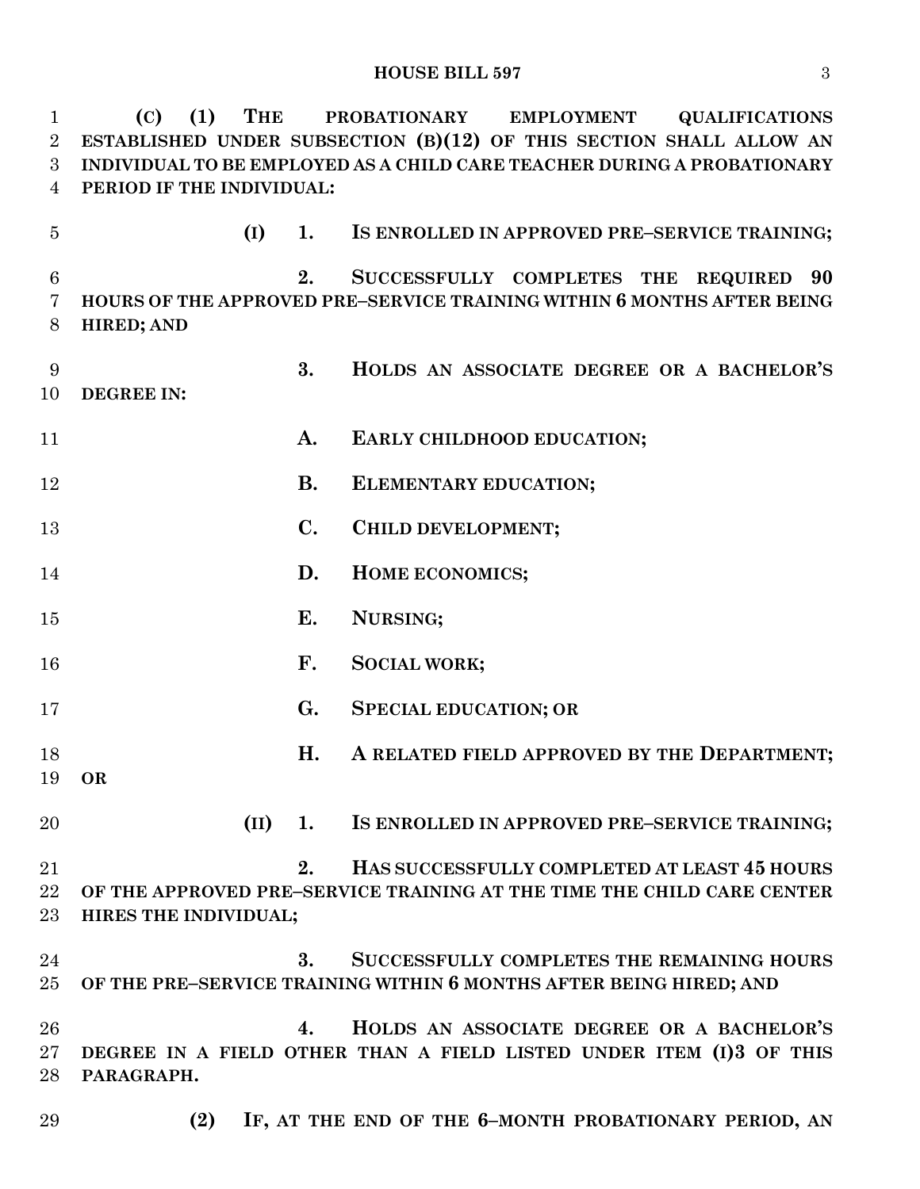**(C) (1) THE PROBATIONARY EMPLOYMENT QUALIFICATIONS ESTABLISHED UNDER SUBSECTION (B)(12) OF THIS SECTION SHALL ALLOW AN INDIVIDUAL TO BE EMPLOYED AS A CHILD CARE TEACHER DURING A PROBATIONARY PERIOD IF THE INDIVIDUAL:**

**(I) 1. IS ENROLLED IN APPROVED PRE–SERVICE TRAINING;**

**2. SUCCESSFULLY COMPLETES THE REQUIRED 90 HOURS OF THE APPROVED PRE–SERVICE TRAINING WITHIN 6 MONTHS AFTER BEING HIRED; AND**

**3. HOLDS AN ASSOCIATE DEGREE OR A BACHELOR'S DEGREE IN:**

**A. EARLY CHILDHOOD EDUCATION;**

**B. ELEMENTARY EDUCATION;**

**C. CHILD DEVELOPMENT;**

**D. HOME ECONOMICS;**

**E. NURSING;**

**F. SOCIAL WORK;**

**G. SPECIAL EDUCATION; OR**

**H. A RELATED FIELD APPROVED BY THE DEPARTMENT; OR**

**(II) 1. IS ENROLLED IN APPROVED PRE–SERVICE TRAINING;**

**2. HAS SUCCESSFULLY COMPLETED AT LEAST 45 HOURS OF THE APPROVED PRE–SERVICE TRAINING AT THE TIME THE CHILD CARE CENTER HIRES THE INDIVIDUAL;**

**3. SUCCESSFULLY COMPLETES THE REMAINING HOURS OF THE PRE–SERVICE TRAINING WITHIN 6 MONTHS AFTER BEING HIRED; AND**

**4. HOLDS AN ASSOCIATE DEGREE OR A BACHELOR'S DEGREE IN A FIELD OTHER THAN A FIELD LISTED UNDER ITEM (I)3 OF THIS PARAGRAPH.**

**(2) IF, AT THE END OF THE 6–MONTH PROBATIONARY PERIOD, AN**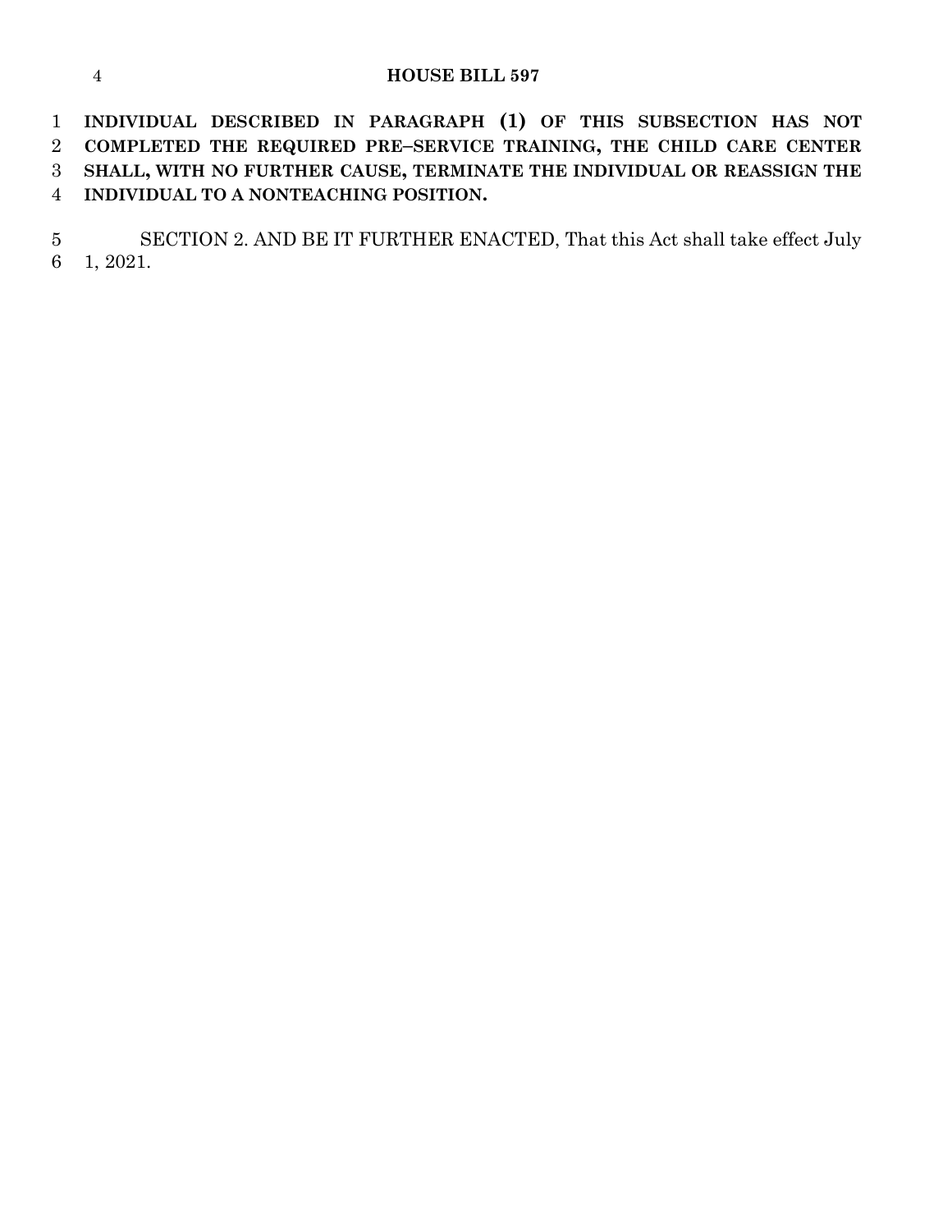**INDIVIDUAL DESCRIBED IN PARAGRAPH (1) OF THIS SUBSECTION HAS NOT COMPLETED THE REQUIRED PRE–SERVICE TRAINING, THE CHILD CARE CENTER SHALL, WITH NO FURTHER CAUSE, TERMINATE THE INDIVIDUAL OR REASSIGN THE INDIVIDUAL TO A NONTEACHING POSITION.**

SECTION 2. AND BE IT FURTHER ENACTED, That this Act shall take effect July 1, 2021.